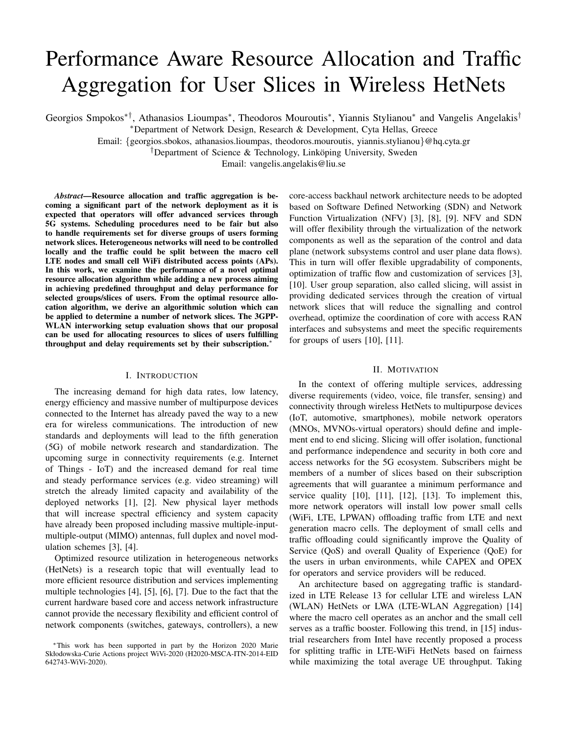# Performance Aware Resource Allocation and Traffic Aggregation for User Slices in Wireless HetNets

Georgios Smpokos*†, Athanasios Lioumpas*, Theodoros Mouroutis*, Yiannis Stylianou* and Vangelis Angelakis†

*Department of Network Design, Research & Development, Cyta Hellas, Greece

Email: {georgios.sbokos, athanasios.lioumpas, theodoros.mouroutis, yiannis.stylianou}@hq.cyta.gr

†Department of Science & Technology, Linköping University, Sweden

Email: vangelis.angelakis@liu.se

***Abstract*—Resource allocation and traffic aggregation is becoming a significant part of the network deployment as it is expected that operators will offer advanced services through 5G systems. Scheduling procedures need to be fair but also to handle requirements set for diverse groups of users forming network slices. Heterogeneous networks will need to be controlled locally and the traffic could be split between the macro cell LTE nodes and small cell WiFi distributed access points (APs). In this work, we examine the performance of a novel optimal resource allocation algorithm while adding a new process aiming in achieving predefined throughput and delay performance for selected groups/slices of users. From the optimal resource allocation algorithm, we derive an algorithmic solution which can be applied to determine a number of network slices. The 3GPP-WLAN interworking setup evaluation shows that our proposal can be used for allocating resources to slices of users fulfilling throughput and delay requirements set by their subscription.***[*]

## I. Introduction

The increasing demand for high data rates, low latency, energy efficiency and massive number of multipurpose devices connected to the Internet has already paved the way to a new era for wireless communications. The introduction of new standards and deployments will lead to the fifth generation (5G) of mobile network research and standardization. The upcoming surge in connectivity requirements (e.g. Internet of Things - IoT) and the increased demand for real time and steady performance services (e.g. video streaming) will stretch the already limited capacity and availability of the deployed networks [1], [2]. New physical layer methods that will increase spectral efficiency and system capacity have already been proposed including massive multiple-input-multiple-output (MIMO) antennas, full duplex and novel modulation schemes [3], [4].

Optimized resource utilization in heterogeneous networks (HetNets) is a research topic that will eventually lead to more efficient resource distribution and services implementing multiple technologies [4], [5], [6], [7]. Due to the fact that the current hardware based core and access network infrastructure cannot provide the necessary flexibility and efficient control of network components (switches, gateways, controllers), a new core-access backhaul network architecture needs to be adopted based on Software Defined Networking (SDN) and Network Function Virtualization (NFV) [3], [8], [9]. NFV and SDN will offer flexibility through the virtualization of the network components as well as the separation of the control and data plane (network subsystems control and user plane data flows). This in turn will offer flexible upgradability of components, optimization of traffic flow and customization of services [3], [10]. User group separation, also called slicing, will assist in providing dedicated services through the creation of virtual network slices that will reduce the signalling and control overhead, optimize the coordination of core with access RAN interfaces and subsystems and meet the specific requirements for groups of users [10], [11].

## II. Motivation

In the context of offering multiple services, addressing diverse requirements (video, voice, file transfer, sensing) and connectivity through wireless HetNets to multipurpose devices (IoT, automotive, smartphones), mobile network operators (MNOs, MVNOs-virtual operators) should define and implement end to end slicing. Slicing will offer isolation, functional and performance independence and security in both core and access networks for the 5G ecosystem. Subscribers might be members of a number of slices based on their subscription agreements that will guarantee a minimum performance and service quality [10], [11], [12], [13]. To implement this, more network operators will install low power small cells (WiFi, LTE, LPWAN) offloading traffic from LTE and next generation macro cells. The deployment of small cells and traffic offloading could significantly improve the Quality of Service (QoS) and overall Quality of Experience (QoE) for the users in urban environments, while CAPEX and OPEX for operators and service providers will be reduced.

An architecture based on aggregating traffic is standardized in LTE Release 13 for cellular LTE and wireless LAN (WLAN) HetNets or LWA (LTE-WLAN Aggregation) [14] where the macro cell operates as an anchor and the small cell serves as a traffic booster. Following this trend, in [15] industrial researchers from Intel have recently proposed a process for splitting traffic in LTE-WiFi HetNets based on fairness while maximizing the total average UE throughput. Taking

*This work has been supported in part by the Horizon 2020 Marie Skłodowska-Curie Actions project WiVi-2020 (H2020-MSCA-ITN-2014-EID 642743-WiVi-2020).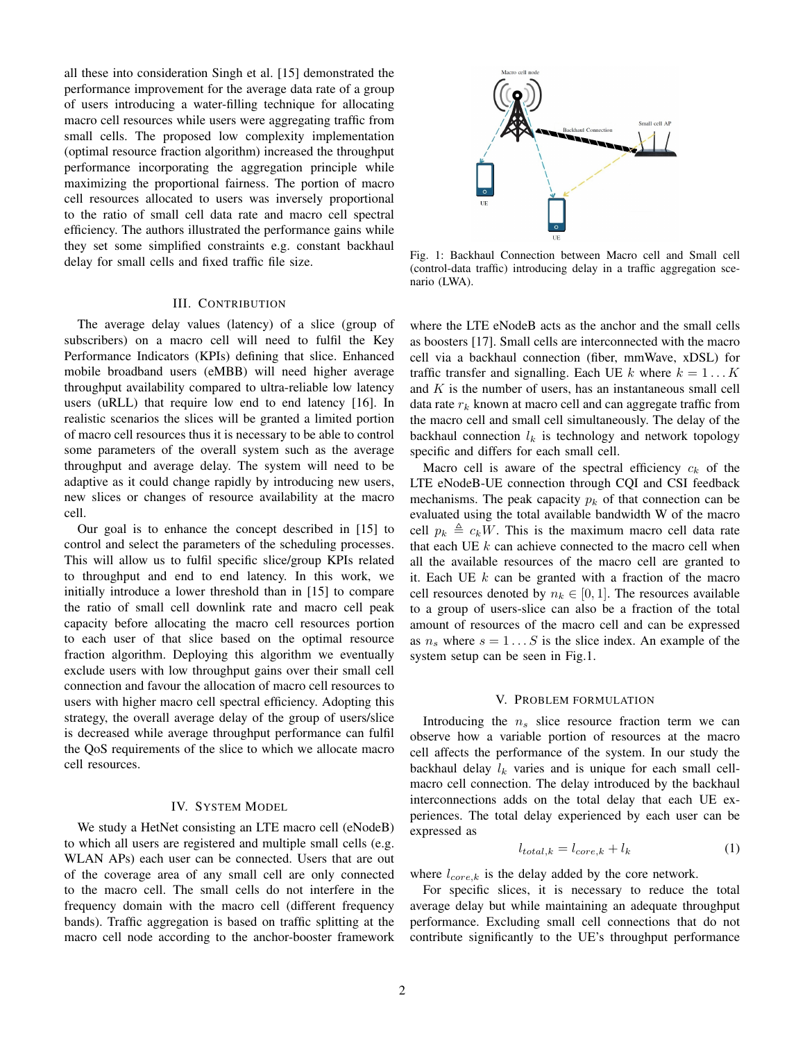all these into consideration Singh et al. [15] demonstrated the performance improvement for the average data rate of a group of users introducing a water-filling technique for allocating macro cell resources while users were aggregating traffic from small cells. The proposed low complexity implementation (optimal resource fraction algorithm) increased the throughput performance incorporating the aggregation principle while maximizing the proportional fairness. The portion of macro cell resources allocated to users was inversely proportional to the ratio of small cell data rate and macro cell spectral efficiency. The authors illustrated the performance gains while they set some simplified constraints e.g. constant backhaul delay for small cells and fixed traffic file size.

## III. Contribution

The average delay values (latency) of a slice (group of subscribers) on a macro cell will need to fulfil the Key Performance Indicators (KPIs) defining that slice. Enhanced mobile broadband users (eMBB) will need higher average throughput availability compared to ultra-reliable low latency users (uRLL) that require low end to end latency [16]. In realistic scenarios the slices will be granted a limited portion of macro cell resources thus it is necessary to be able to control some parameters of the overall system such as the average throughput and average delay. The system will need to be adaptive as it could change rapidly by introducing new users, new slices or changes of resource availability at the macro cell.

Our goal is to enhance the concept described in [15] to control and select the parameters of the scheduling processes. This will allow us to fulfil specific slice/group KPIs related to throughput and end to end latency. In this work, we initially introduce a lower threshold than in [15] to compare the ratio of small cell downlink rate and macro cell peak capacity before allocating the macro cell resources portion to each user of that slice based on the optimal resource fraction algorithm. Deploying this algorithm we eventually exclude users with low throughput gains over their small cell connection and favour the allocation of macro cell resources to users with higher macro cell spectral efficiency. Adopting this strategy, the overall average delay of the group of users/slice is decreased while average throughput performance can fulfil the QoS requirements of the slice to which we allocate macro cell resources.

## IV. System Model

We study a HetNet consisting an LTE macro cell (eNodeB) to which all users are registered and multiple small cells (e.g. WLAN APs) each user can be connected. Users that are out of the coverage area of any small cell are only connected to the macro cell. The small cells do not interfere in the frequency domain with the macro cell (different frequency bands). Traffic aggregation is based on traffic splitting at the macro cell node according to the anchor-booster framework where the LTE eNodeB acts as the anchor and the small cells as boosters [17]. Small cells are interconnected with the macro cell via a backhaul connection (fiber, mmWave, xDSL) for traffic transfer and signalling. Each UE $k$ where $k = 1 \dots K$ and $K$ is the number of users, has an instantaneous small cell data rate $r_k$ known at macro cell and can aggregate traffic from the macro cell and small cell simultaneously. The delay of the backhaul connection $l_k$ is technology and network topology specific and differs for each small cell.

Macro cell node

Backhaul Connection

Small cell AP

UE

UE

Fig. 1: Backhaul Connection between Macro cell and Small cell (control-data traffic) introducing delay in a traffic aggregation scenario (LWA).

Macro cell is aware of the spectral efficiency $c_k$ of the LTE eNodeB-UE connection through CQI and CSI feedback mechanisms. The peak capacity $p_k$ of that connection can be evaluated using the total available bandwidth W of the macro cell $p_k \triangleq c_k W$. This is the maximum macro cell data rate that each UE $k$ can achieve connected to the macro cell when all the available resources of the macro cell are granted to it. Each UE $k$ can be granted with a fraction of the macro cell resources denoted by $n_k \in [0, 1]$. The resources available to a group of users-slice can also be a fraction of the total amount of resources of the macro cell and can be expressed as $n_s$ where $s = 1 \dots S$ is the slice index. An example of the system setup can be seen in Fig.1.

## V. Problem Formulation

Introducing the $n_s$ slice resource fraction term we can observe how a variable portion of resources at the macro cell affects the performance of the system. In our study the backhaul delay $l_k$ varies and is unique for each small cell-macro cell connection. The delay introduced by the backhaul interconnections adds on the total delay that each UE experiences. The total delay experienced by each user can be expressed as

$$l_{total,k} = l_{core,k} + l_k \tag{1}$$

where $l_{core,k}$ is the delay added by the core network.

For specific slices, it is necessary to reduce the total average delay but while maintaining an adequate throughput performance. Excluding small cell connections that do not contribute significantly to the UE's throughput performance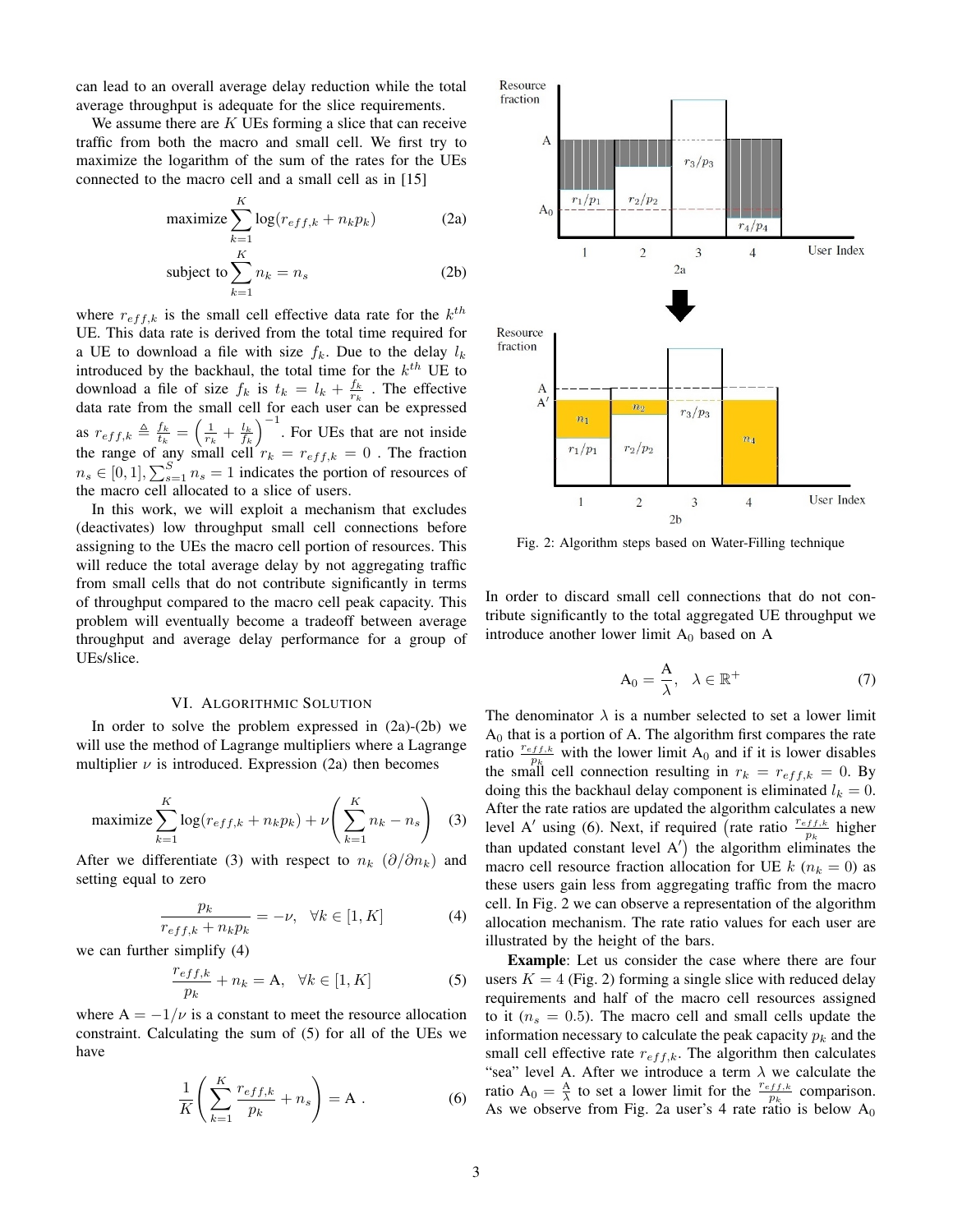can lead to an overall average delay reduction while the total average throughput is adequate for the slice requirements.

We assume there are $K$ UEs forming a slice that can receive traffic from both the macro and small cell. We first try to maximize the logarithm of the sum of the rates for the UEs connected to the macro cell and a small cell as in [15]

$$\text{maximize} \sum_{k=1}^{K} \log(r_{eff,k} + n_k p_k) \tag{2a}$$

$$\text{subject to} \sum_{k=1}^{K} n_k = n_s \tag{2b}$$

where $r_{eff,k}$ is the small cell effective data rate for the $k^{th}$ UE. This data rate is derived from the total time required for a UE to download a file with size $f_k$. Due to the delay $l_k$ introduced by the backhaul, the total time for the $k^{th}$ UE to download a file of size $f_k$ is $t_k = l_k + \frac{f_k}{r_k}$ . The effective data rate from the small cell for each user can be expressed as $r_{eff,k} \triangleq \frac{f_k}{t_k} = \left(\frac{1}{r_k} + \frac{l_k}{f_k}\right)^{-1}$. For UEs that are not inside the range of any small cell $r_k = r_{eff,k} = 0$ . The fraction $n_s \in [0, 1], \sum_{s=1}^{S} n_s = 1$ indicates the portion of resources of the macro cell allocated to a slice of users.

In this work, we will exploit a mechanism that excludes (deactivates) low throughput small cell connections before assigning to the UEs the macro cell portion of resources. This will reduce the total average delay by not aggregating traffic from small cells that do not contribute significantly in terms of throughput compared to the macro cell peak capacity. This problem will eventually become a tradeoff between average throughput and average delay performance for a group of UEs/slice.

## VI. Algorithmic Solution

In order to solve the problem expressed in (2a)-(2b) we will use the method of Lagrange multipliers where a Lagrange multiplier $\nu$ is introduced. Expression (2a) then becomes

$$\text{maximize} \sum_{k=1}^{K} \log(r_{eff,k} + n_k p_k) + \nu \left( \sum_{k=1}^{K} n_k - n_s \right) \tag{3}$$

After we differentiate (3) with respect to $n_k$ $(\partial/\partial n_k)$ and setting equal to zero

$$\frac{p_k}{r_{eff,k} + n_k p_k} = -\nu, \quad \forall k \in [1, K] \tag{4}$$

we can further simplify (4)

$$\frac{r_{eff,k}}{p_k} + n_k = \text{A}, \quad \forall k \in [1, K] \tag{5}$$

where $\text{A} = -1/\nu$ is a constant to meet the resource allocation constraint. Calculating the sum of (5) for all of the UEs we have

$$\frac{1}{K} \left( \sum_{k=1}^{K} \frac{r_{eff,k}}{p_k} + n_s \right) = \text{A} \ . \tag{6}$$

Fig. 2: Algorithm steps based on Water-Filling technique

In order to discard small cell connections that do not contribute significantly to the total aggregated UE throughput we introduce another lower limit $\text{A}_0$ based on A

$$\text{A}_0 = \frac{\text{A}}{\lambda}, \quad \lambda \in \mathbb{R}^+ \tag{7}$$

The denominator $\lambda$ is a number selected to set a lower limit $\text{A}_0$ that is a portion of A. The algorithm first compares the rate ratio $\frac{r_{eff,k}}{p_k}$ with the lower limit $\text{A}_0$ and if it is lower disables the small cell connection resulting in $r_k = r_{eff,k} = 0$. By doing this the backhaul delay component is eliminated $l_k = 0$. After the rate ratios are updated the algorithm calculates a new level $\text{A}'$ using (6). Next, if required (rate ratio $\frac{r_{eff,k}}{p_k}$ higher than updated constant level $\text{A}'$) the algorithm eliminates the macro cell resource fraction allocation for UE $k$ ($n_k = 0$) as these users gain less from aggregating traffic from the macro cell. In Fig. 2 we can observe a representation of the algorithm allocation mechanism. The rate ratio values for each user are illustrated by the height of the bars.

**Example**: Let us consider the case where there are four users $K = 4$ (Fig. 2) forming a single slice with reduced delay requirements and half of the macro cell resources assigned to it ($n_s = 0.5$). The macro cell and small cells update the information necessary to calculate the peak capacity $p_k$ and the small cell effective rate $r_{eff,k}$. The algorithm then calculates "sea" level A. After we introduce a term $\lambda$ we calculate the ratio $\text{A}_0 = \frac{\text{A}}{\lambda}$ to set a lower limit for the $\frac{r_{eff,k}}{p_k}$ comparison. As we observe from Fig. 2a user's 4 rate ratio is below $\text{A}_0$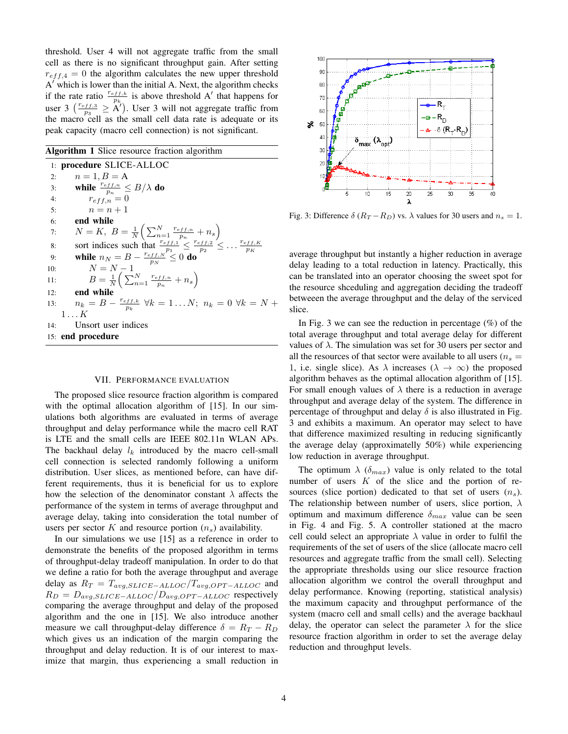threshold. User 4 will not aggregate traffic from the small cell as there is no significant throughput gain. After setting $r_{eff,4} = 0$ the algorithm calculates the new upper threshold A$'$ which is lower than the initial A. Next, the algorithm checks if the rate ratio $\frac{r_{eff,k}}{p_k}$ is above threshold A$'$ that happens for user 3 $\left(\frac{r_{eff,3}}{p_3} \geq \text{A}'\right)$. User 3 will not aggregate traffic from the macro cell as the small cell data rate is adequate or its peak capacity (macro cell connection) is not significant.

**Algorithm 1** Slice resource fraction algorithm

```
 1: procedure SLICE-ALLOC
 2:     n = 1, B = A
 3:     while r_{eff,n}/p_n ≤ B/λ do
 4:         r_{eff,n} = 0
 5:         n = n + 1
 6:     end while
 7:     N = K,  B = (1/N)( Σ_{n=1}^{N} r_{eff,n}/p_n + n_s )
 8:     sort indices such that r_{eff,1}/p_1 ≤ r_{eff,2}/p_2 ≤ ... r_{eff,K}/p_K
 9:     while n_N = B − r_{eff,N}/p_N ≤ 0 do
10:         N = N − 1
11:         B = (1/N)( Σ_{n=1}^{N} r_{eff,n}/p_n + n_s )
12:     end while
13:     n_k = B − r_{eff,k}/p_k  ∀k = 1...N;  n_k = 0 ∀k = N + 1...K
14:     Unsort user indices
15: end procedure
```

## VII. Performance Evaluation

The proposed slice resource fraction algorithm is compared with the optimal allocation algorithm of [15]. In our simulations both algorithms are evaluated in terms of average throughput and delay performance while the macro cell RAT is LTE and the small cells are IEEE 802.11n WLAN APs. The backhaul delay $l_k$ introduced by the macro cell-small cell connection is selected randomly following a uniform distribution. User slices, as mentioned before, can have different requirements, thus it is beneficial for us to explore how the selection of the denominator constant $\lambda$ affects the performance of the system in terms of average throughput and average delay, taking into consideration the total number of users per sector $K$ and resource portion ($n_s$) availability.

In our simulations we use [15] as a reference in order to demonstrate the benefits of the proposed algorithm in terms of throughput-delay tradeoff manipulation. In order to do that we define a ratio for both the average throughput and average delay as $R_T = T_{avg,SLICE-ALLOC}/T_{avg,OPT-ALLOC}$ and $R_D = D_{avg,SLICE-ALLOC}/D_{avg,OPT-ALLOC}$ respectively comparing the average throughput and delay of the proposed algorithm and the one in [15]. We also introduce another measure we call throughput-delay difference $\delta = R_T - R_D$ which gives us an indication of the margin comparing the throughput and delay reduction. It is of our interest to maximize that margin, thus experiencing a small reduction in average throughput but instantly a higher reduction in average delay leading to a total reduction in latency. Practically, this can be translated into an operator choosing the sweet spot for the resource shceduling and aggregation deciding the tradeoff betweeen the average throughput and the delay of the serviced slice.

Fig. 3: Difference $\delta$ ($R_T - R_D$) vs. $\lambda$ values for 30 users and $n_s = 1$.

In Fig. 3 we can see the reduction in percentage (%) of the total average throughput and total average delay for different values of $\lambda$. The simulation was set for 30 users per sector and all the resources of that sector were available to all users ($n_s = 1$, i.e. single slice). As $\lambda$ increases ($\lambda \to \infty$) the proposed algorithm behaves as the optimal allocation algorithm of [15]. For small enough values of $\lambda$ there is a reduction in average throughput and average delay of the system. The difference in percentage of throughput and delay $\delta$ is also illustrated in Fig. 3 and exhibits a maximum. An operator may select to have that difference maximized resulting in reducing significantly the average delay (approximatelly 50%) while experiencing low reduction in average throughput.

The optimum $\lambda$ ($\delta_{max}$) value is only related to the total number of users $K$ of the slice and the portion of resources (slice portion) dedicated to that set of users ($n_s$). The relationship between number of users, slice portion, $\lambda$ optimum and maximum difference $\delta_{max}$ value can be seen in Fig. 4 and Fig. 5. A controller stationed at the macro cell could select an appropriate $\lambda$ value in order to fulfil the requirements of the set of users of the slice (allocate macro cell resources and aggregate traffic from the small cell). Selecting the appropriate thresholds using our slice resource fraction allocation algorithm we control the overall throughput and delay performance. Knowing (reporting, statistical analysis) the maximum capacity and throughput performance of the system (macro cell and small cells) and the average backhaul delay, the operator can select the parameter $\lambda$ for the slice resource fraction algorithm in order to set the average delay reduction and throughput levels.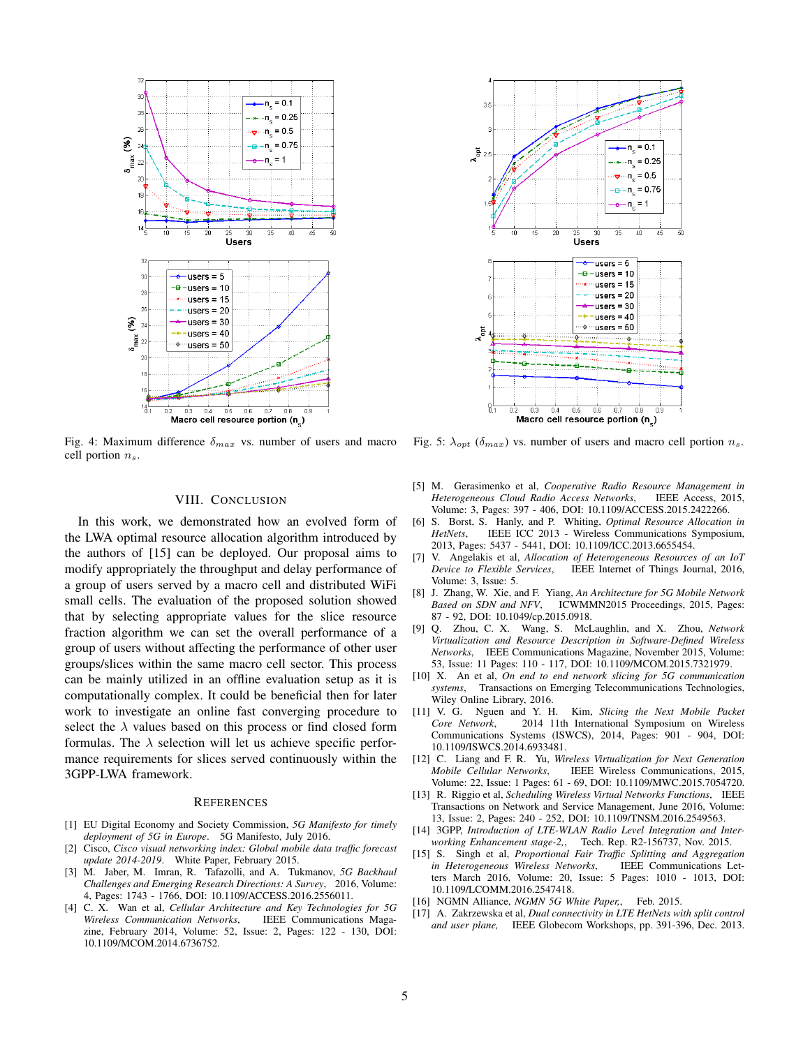32
30
28
26
24
22
20
18
16
14
$\delta_{max}$ (%)
5 10 15 20 25 30 35 40 45 50
Users
$n_s$ = 0.1
$n_s$ = 0.25
$n_s$ = 0.5
$n_s$ = 0.75
$n_s$ = 1

32
30
28
26
24
22
20
18
16
14
$\delta_{max}$ (%)
0.1 0.2 0.3 0.4 0.5 0.6 0.7 0.8 0.9 1
Macro cell resource portion ($n_s$)
users = 5
users = 10
users = 15
users = 20
users = 30
users = 40
users = 50

Fig. 4: Maximum difference $\delta_{max}$ vs. number of users and macro cell portion $n_s$.

4
3.5
3
2.5
2
1.5
1
$\lambda_{opt}$
5 10 15 20 25 30 35 40 45 50
Users
$n_s$ = 0.1
$n_s$ = 0.25
$n_s$ = 0.5
$n_s$ = 0.75
$n_s$ = 1

8
7
6
5
4
3
2
1
0
$\lambda_{opt}$
0.1 0.2 0.3 0.4 0.5 0.6 0.7 0.8 0.9 1
Macro cell resource portion ($n_s$)
users = 5
users = 10
users = 15
users = 20
users = 30
users = 40
users = 50

Fig. 5: $\lambda_{opt}$ ($\delta_{max}$) vs. number of users and macro cell portion $n_s$.

## VIII. Conclusion

In this work, we demonstrated how an evolved form of the LWA optimal resource allocation algorithm introduced by the authors of [15] can be deployed. Our proposal aims to modify appropriately the throughput and delay performance of a group of users served by a macro cell and distributed WiFi small cells. The evaluation of the proposed solution showed that by selecting appropriate values for the slice resource fraction algorithm we can set the overall performance of a group of users without affecting the performance of other user groups/slices within the same macro cell sector. This process can be mainly utilized in an offline evaluation setup as it is computationally complex. It could be beneficial then for later work to investigate an online fast converging procedure to select the $\lambda$ values based on this process or find closed form formulas. The $\lambda$ selection will let us achieve specific performance requirements for slices served continuously within the 3GPP-LWA framework.

## References

[1] EU Digital Economy and Society Commission, *5G Manifesto for timely deployment of 5G in Europe*. 5G Manifesto, July 2016.

[2] Cisco, *Cisco visual networking index: Global mobile data traffic forecast update 2014-2019*. White Paper, February 2015.

[3] M. Jaber, M. Imran, R. Tafazolli, and A. Tukmanov, *5G Backhaul Challenges and Emerging Research Directions: A Survey*, 2016, Volume: 4, Pages: 1743 - 1766, DOI: 10.1109/ACCESS.2016.2556011.

[4] C. X. Wan et al, *Cellular Architecture and Key Technologies for 5G Wireless Communication Networks*, IEEE Communications Magazine, February 2014, Volume: 52, Issue: 2, Pages: 122 - 130, DOI: 10.1109/MCOM.2014.6736752.

[5] M. Gerasimenko et al, *Cooperative Radio Resource Management in Heterogeneous Cloud Radio Access Networks*, IEEE Access, 2015, Volume: 3, Pages: 397 - 406, DOI: 10.1109/ACCESS.2015.2422266.

[6] S. Borst, S. Hanly, and P. Whiting, *Optimal Resource Allocation in HetNets*, IEEE ICC 2013 - Wireless Communications Symposium, 2013, Pages: 5437 - 5441, DOI: 10.1109/ICC.2013.6655454.

[7] V. Angelakis et al, *Allocation of Heterogeneous Resources of an IoT Device to Flexible Services*, IEEE Internet of Things Journal, 2016, Volume: 3, Issue: 5.

[8] J. Zhang, W. Xie, and F. Yiang, *An Architecture for 5G Mobile Network Based on SDN and NFV*, ICWMMN2015 Proceedings, 2015, Pages: 87 - 92, DOI: 10.1049/cp.2015.0918.

[9] Q. Zhou, C. X. Wang, S. McLaughlin, and X. Zhou, *Network Virtualization and Resource Description in Software-Defined Wireless Networks*, IEEE Communications Magazine, November 2015, Volume: 53, Issue: 11 Pages: 110 - 117, DOI: 10.1109/MCOM.2015.7321979.

[10] X. An et al, *On end to end network slicing for 5G communication systems*, Transactions on Emerging Telecommunications Technologies, Wiley Online Library, 2016.

[11] V. G. Nguen and Y. H. Kim, *Slicing the Next Mobile Packet Core Network*, 2014 11th International Symposium on Wireless Communications Systems (ISWCS), 2014, Pages: 901 - 904, DOI: 10.1109/ISWCS.2014.6933481.

[12] C. Liang and F. R. Yu, *Wireless Virtualization for Next Generation Mobile Cellular Networks*, IEEE Wireless Communications, 2015, Volume: 22, Issue: 1 Pages: 61 - 69, DOI: 10.1109/MWC.2015.7054720.

[13] R. Riggio et al, *Scheduling Wireless Virtual Networks Functions*, IEEE Transactions on Network and Service Management, June 2016, Volume: 13, Issue: 2, Pages: 240 - 252, DOI: 10.1109/TNSM.2016.2549563.

[14] 3GPP, *Introduction of LTE-WLAN Radio Level Integration and Interworking Enhancement stage-2,*, Tech. Rep. R2-156737, Nov. 2015.

[15] S. Singh et al, *Proportional Fair Traffic Splitting and Aggregation in Heterogeneous Wireless Networks*, IEEE Communications Letters March 2016, Volume: 20, Issue: 5 Pages: 1010 - 1013, DOI: 10.1109/LCOMM.2016.2547418.

[16] NGMN Alliance, *NGMN 5G White Paper,*, Feb. 2015.

[17] A. Zakrzewska et al, *Dual connectivity in LTE HetNets with split control and user plane,* IEEE Globecom Workshops, pp. 391-396, Dec. 2013.